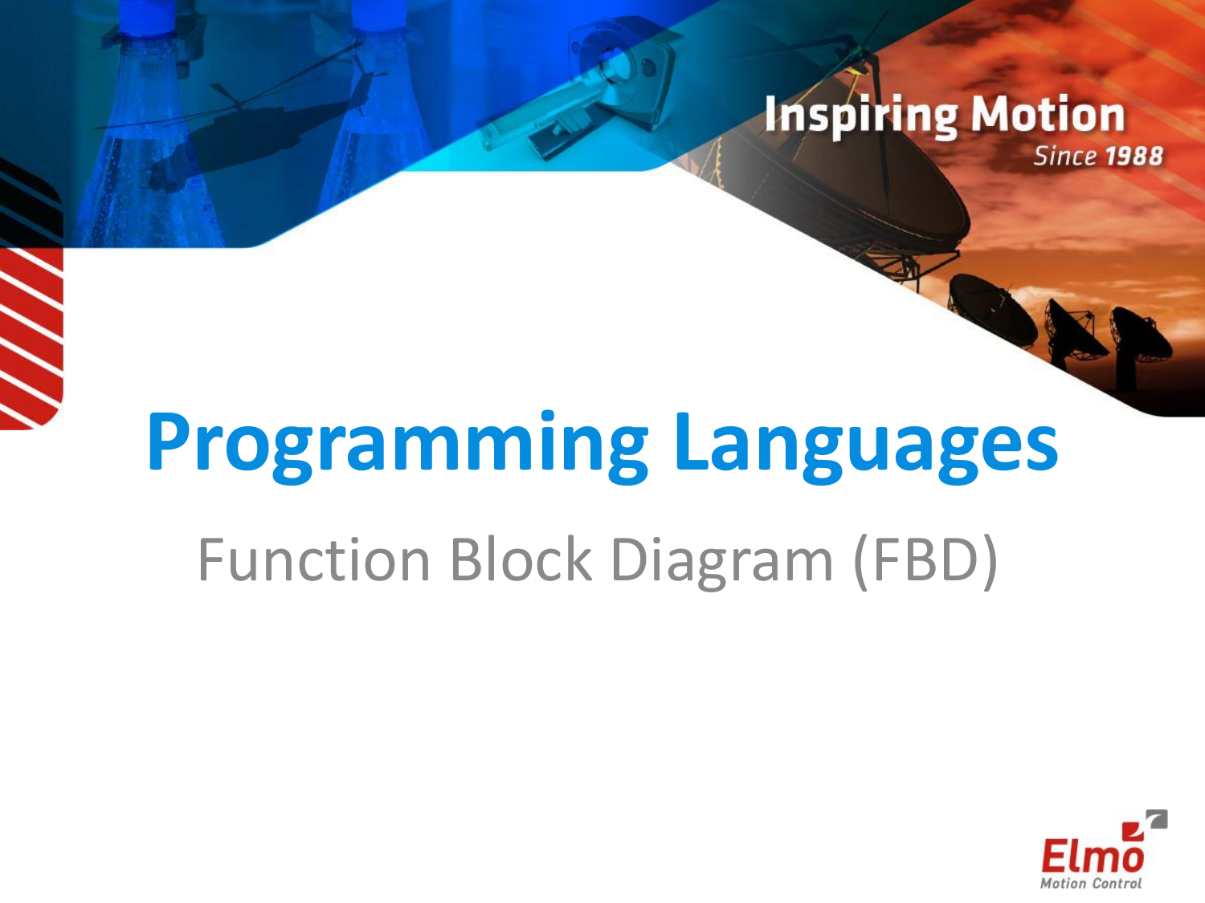Inspiring Motion

*Since 1988*

# Programming Languages

## Function Block Diagram (FBD)

Elmo Motion Control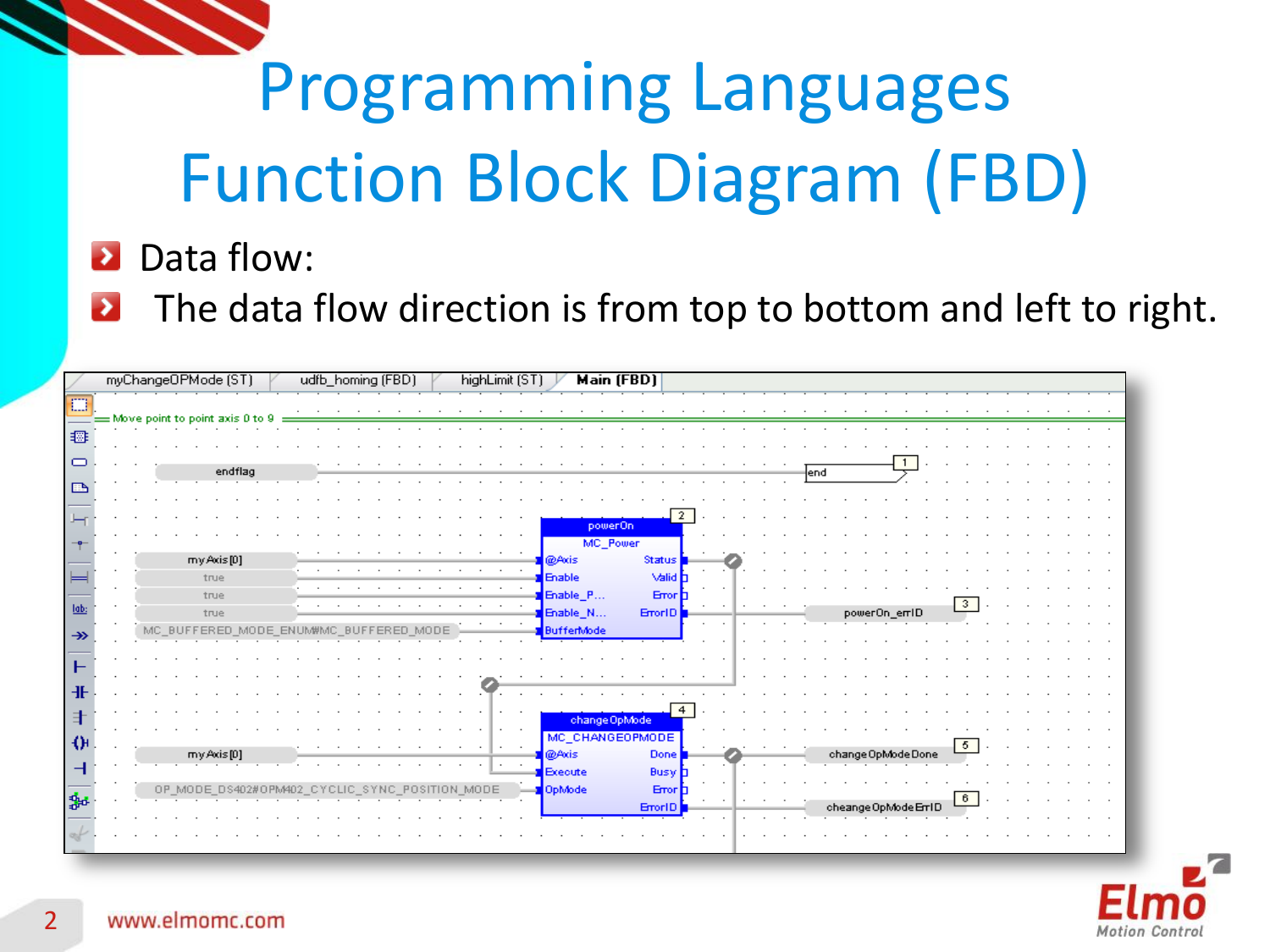# Programming Languages
# Function Block Diagram (FBD)

- Data flow:
- The data flow direction is from top to bottom and left to right.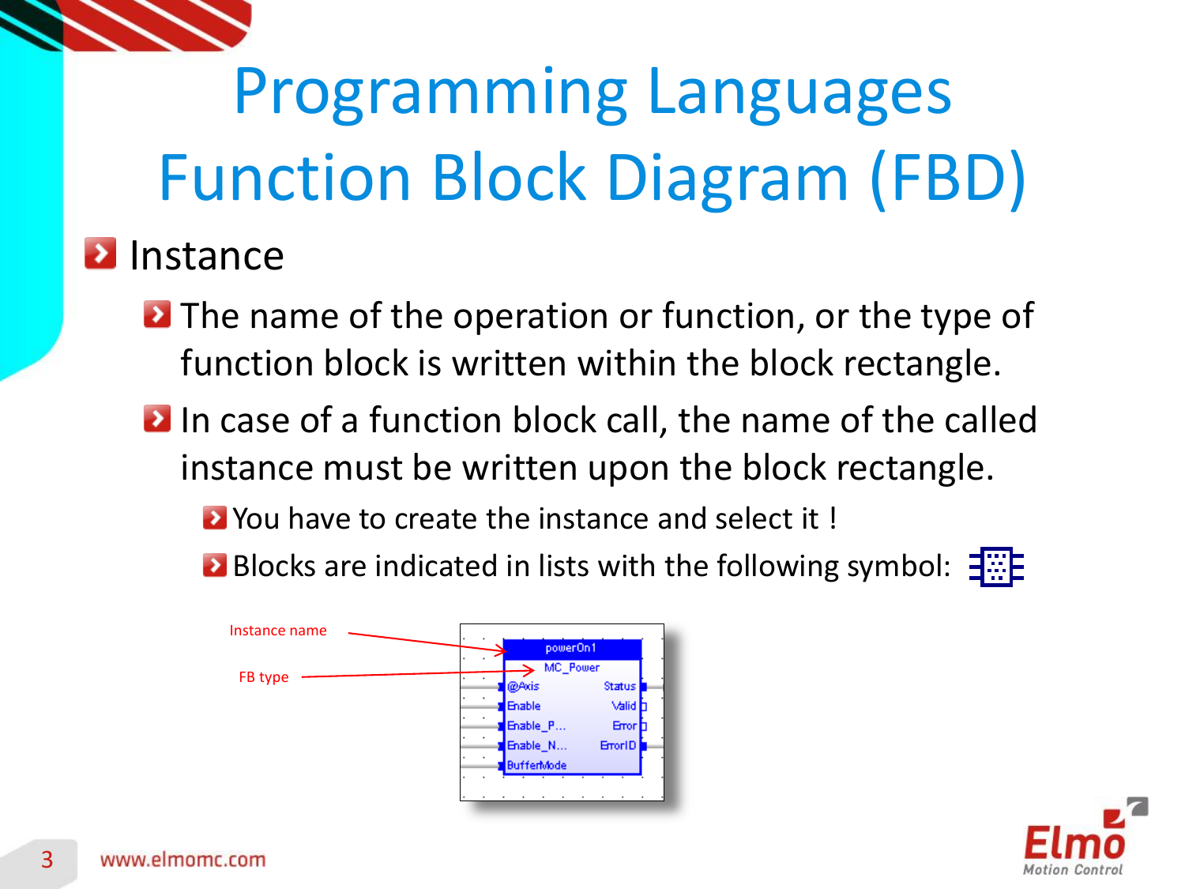# Programming Languages Function Block Diagram (FBD)

- Instance
  - The name of the operation or function, or the type of function block is written within the block rectangle.
  - In case of a function block call, the name of the called instance must be written upon the block rectangle.
    - You have to create the instance and select it !
    - Blocks are indicated in lists with the following symbol:

Instance name

FB type

powerOn1

MC_Power

| Inputs | Outputs |
|---|---|
| @Axis | Status |
| Enable | Valid |
| Enable_P... | Error |
| Enable_N... | ErrorID |
| BufferMode | |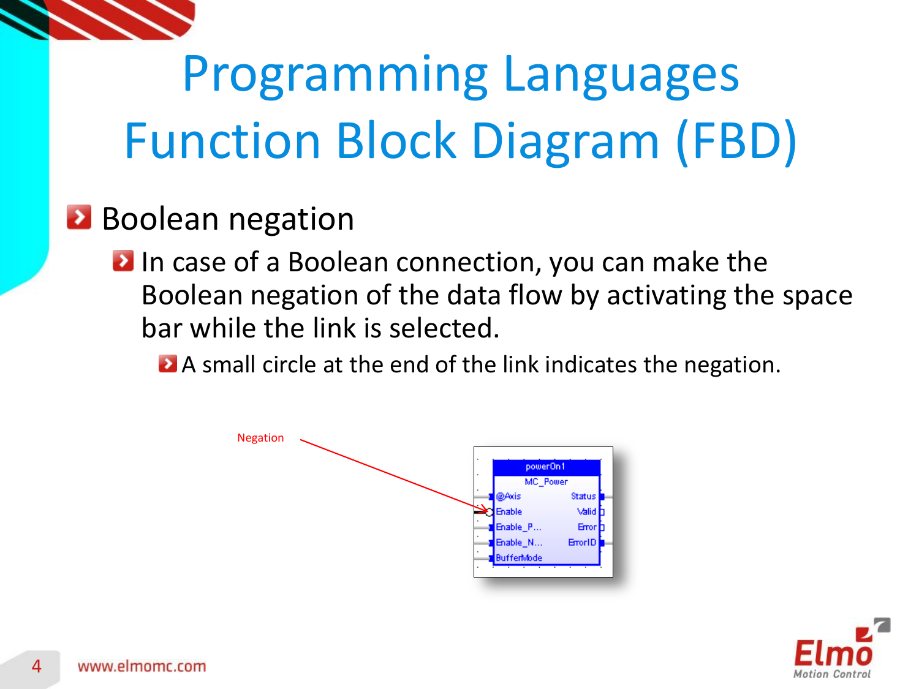# Programming Languages Function Block Diagram (FBD)

- Boolean negation
  - In case of a Boolean connection, you can make the Boolean negation of the data flow by activating the space bar while the link is selected.
    - A small circle at the end of the link indicates the negation.

Negation

| powerOn1 | |
|---|---|
| MC_Power | |
| @Axis | Status |
| Enable | Valid |
| Enable_P... | Error |
| Enable_N... | ErrorID |
| BufferMode | |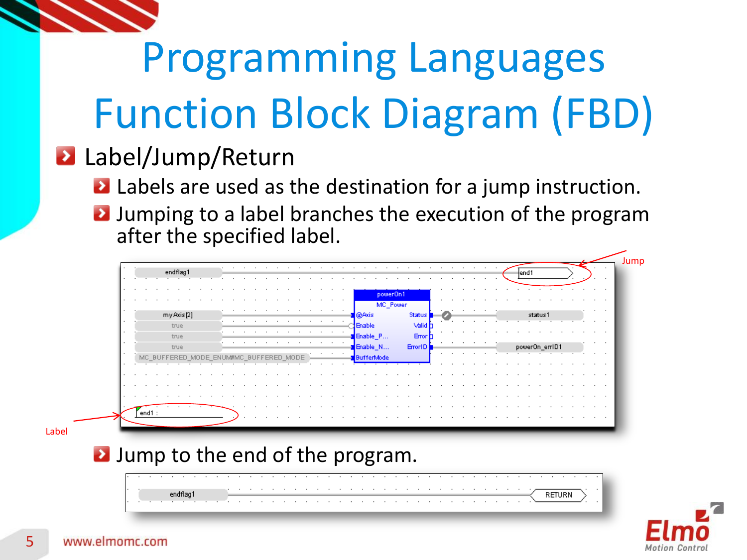# Programming Languages Function Block Diagram (FBD)

- Label/Jump/Return
  - Labels are used as the destination for a jump instruction.
  - Jumping to a label branches the execution of the program after the specified label.

Jump

Label

  - Jump to the end of the program.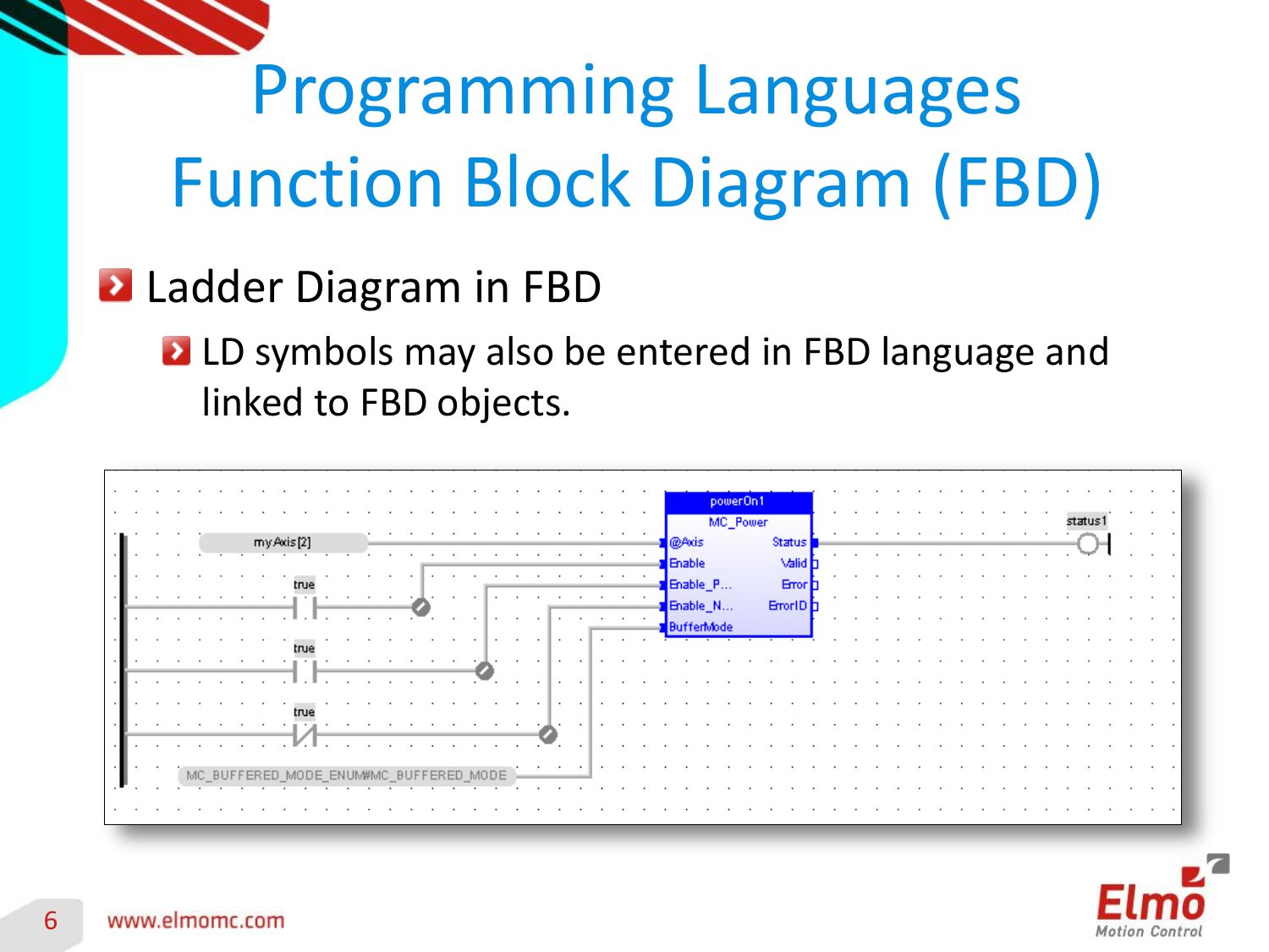# Programming Languages Function Block Diagram (FBD)

- Ladder Diagram in FBD
  - LD symbols may also be entered in FBD language and linked to FBD objects.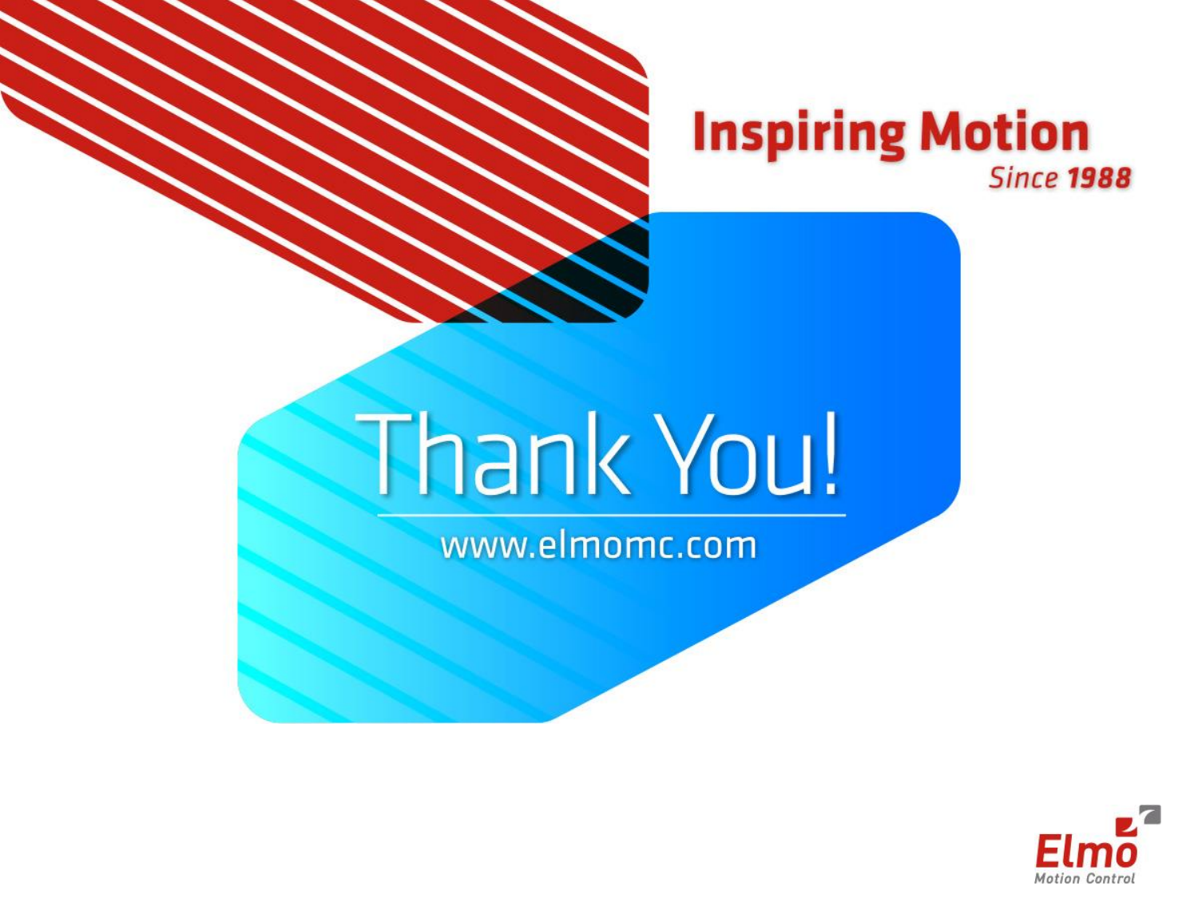**Inspiring Motion**

*Since* **1988**

# Thank You!

www.elmomc.com

Elmo
Motion Control